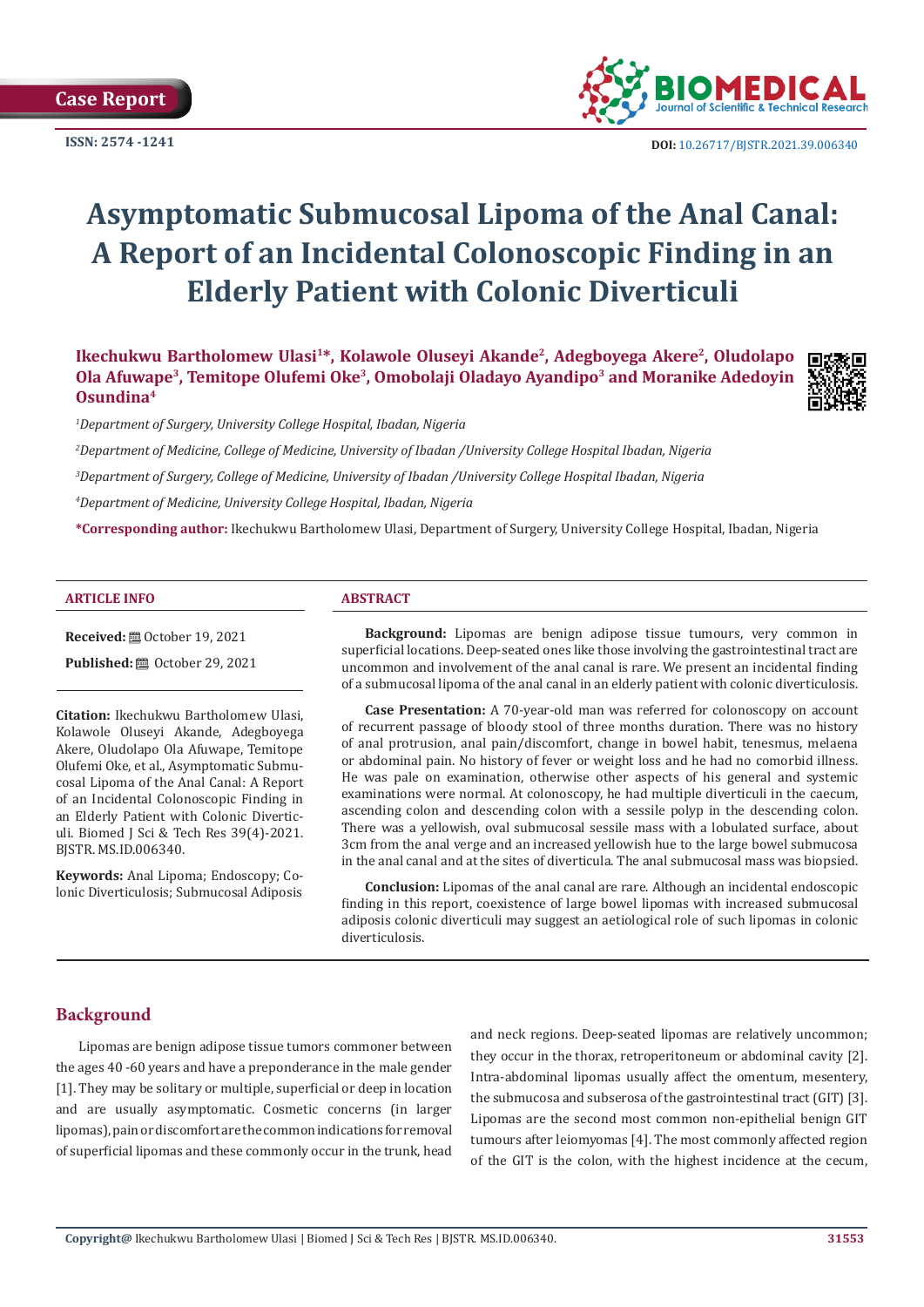Case Report

ISSN: 2574 -1241

DOI: 10.26717/BJSTR.2021.39.006340

# Asymptomatic Submucosal Lipoma of the Anal Canal: A Report of an Incidental Colonoscopic Finding in an Elderly Patient with Colonic Diverticuli

**Ikechukwu Bartholomew Ulasi[1]\*, Kolawole Oluseyi Akande[2], Adegboyega Akere[2], Oludolapo Ola Afuwape[3], Temitope Olufemi Oke[3], Omobolaji Oladayo Ayandipo[3] and Moranike Adedoyin Osundina[4]**

*[1]Department of Surgery, University College Hospital, Ibadan, Nigeria*

*[2]Department of Medicine, College of Medicine, University of Ibadan /University College Hospital Ibadan, Nigeria*

*[3]Department of Surgery, College of Medicine, University of Ibadan /University College Hospital Ibadan, Nigeria*

*[4]Department of Medicine, University College Hospital, Ibadan, Nigeria*

**\*Corresponding author:** Ikechukwu Bartholomew Ulasi, Department of Surgery, University College Hospital, Ibadan, Nigeria

## ARTICLE INFO

**Received:** October 19, 2021

**Published:** October 29, 2021

**Citation:** Ikechukwu Bartholomew Ulasi, Kolawole Oluseyi Akande, Adegboyega Akere, Oludolapo Ola Afuwape, Temitope Olufemi Oke, et al., Asymptomatic Submucosal Lipoma of the Anal Canal: A Report of an Incidental Colonoscopic Finding in an Elderly Patient with Colonic Diverticuli. Biomed J Sci & Tech Res 39(4)-2021. BJSTR. MS.ID.006340.

**Keywords:** Anal Lipoma; Endoscopy; Colonic Diverticulosis; Submucosal Adiposis

## ABSTRACT

**Background:** Lipomas are benign adipose tissue tumours, very common in superficial locations. Deep-seated ones like those involving the gastrointestinal tract are uncommon and involvement of the anal canal is rare. We present an incidental finding of a submucosal lipoma of the anal canal in an elderly patient with colonic diverticulosis.

**Case Presentation:** A 70-year-old man was referred for colonoscopy on account of recurrent passage of bloody stool of three months duration. There was no history of anal protrusion, anal pain/discomfort, change in bowel habit, tenesmus, melaena or abdominal pain. No history of fever or weight loss and he had no comorbid illness. He was pale on examination, otherwise other aspects of his general and systemic examinations were normal. At colonoscopy, he had multiple diverticuli in the caecum, ascending colon and descending colon with a sessile polyp in the descending colon. There was a yellowish, oval submucosal sessile mass with a lobulated surface, about 3cm from the anal verge and an increased yellowish hue to the large bowel submucosa in the anal canal and at the sites of diverticula. The anal submucosal mass was biopsied.

**Conclusion:** Lipomas of the anal canal are rare. Although an incidental endoscopic finding in this report, coexistence of large bowel lipomas with increased submucosal adiposis colonic diverticuli may suggest an aetiological role of such lipomas in colonic diverticulosis.

## Background

Lipomas are benign adipose tissue tumors commoner between the ages 40 -60 years and have a preponderance in the male gender [1]. They may be solitary or multiple, superficial or deep in location and are usually asymptomatic. Cosmetic concerns (in larger lipomas), pain or discomfort are the common indications for removal of superficial lipomas and these commonly occur in the trunk, head and neck regions. Deep-seated lipomas are relatively uncommon; they occur in the thorax, retroperitoneum or abdominal cavity [2]. Intra-abdominal lipomas usually affect the omentum, mesentery, the submucosa and subserosa of the gastrointestinal tract (GIT) [3]. Lipomas are the second most common non-epithelial benign GIT tumours after leiomyomas [4]. The most commonly affected region of the GIT is the colon, with the highest incidence at the cecum,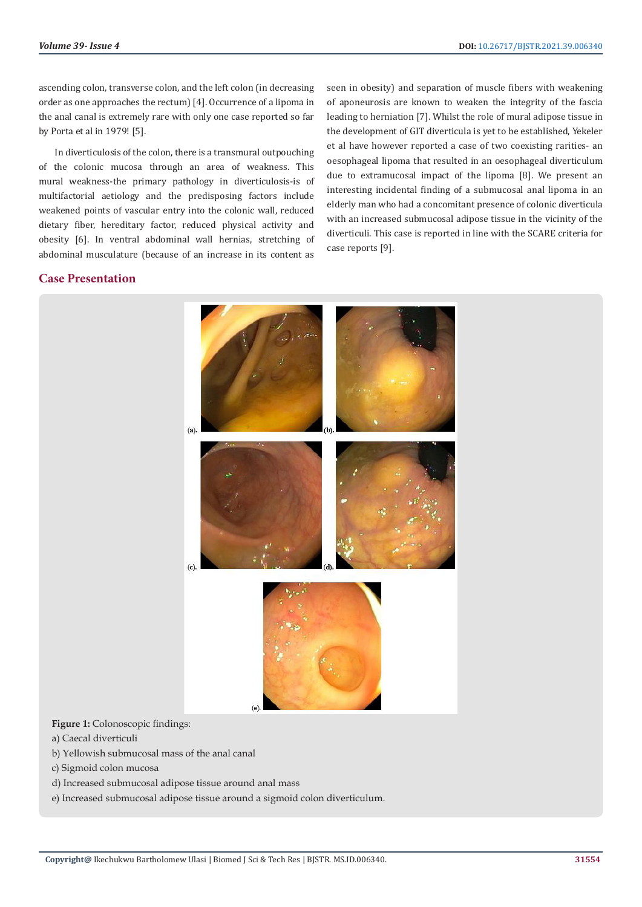ascending colon, transverse colon, and the left colon (in decreasing order as one approaches the rectum) [4]. Occurrence of a lipoma in the anal canal is extremely rare with only one case reported so far by Porta et al in 1979! [5].

In diverticulosis of the colon, there is a transmural outpouching of the colonic mucosa through an area of weakness. This mural weakness-the primary pathology in diverticulosis-is of multifactorial aetiology and the predisposing factors include weakened points of vascular entry into the colonic wall, reduced dietary fiber, hereditary factor, reduced physical activity and obesity [6]. In ventral abdominal wall hernias, stretching of abdominal musculature (because of an increase in its content as seen in obesity) and separation of muscle fibers with weakening of aponeurosis are known to weaken the integrity of the fascia leading to herniation [7]. Whilst the role of mural adipose tissue in the development of GIT diverticula is yet to be established, Yekeler et al have however reported a case of two coexisting rarities- an oesophageal lipoma that resulted in an oesophageal diverticulum due to extramucosal impact of the lipoma [8]. We present an interesting incidental finding of a submucosal anal lipoma in an elderly man who had a concomitant presence of colonic diverticula with an increased submucosal adipose tissue in the vicinity of the diverticuli. This case is reported in line with the SCARE criteria for case reports [9].

## Case Presentation

**Figure 1:** Colonoscopic findings:

a) Caecal diverticuli

b) Yellowish submucosal mass of the anal canal

c) Sigmoid colon mucosa

d) Increased submucosal adipose tissue around anal mass

e) Increased submucosal adipose tissue around a sigmoid colon diverticulum.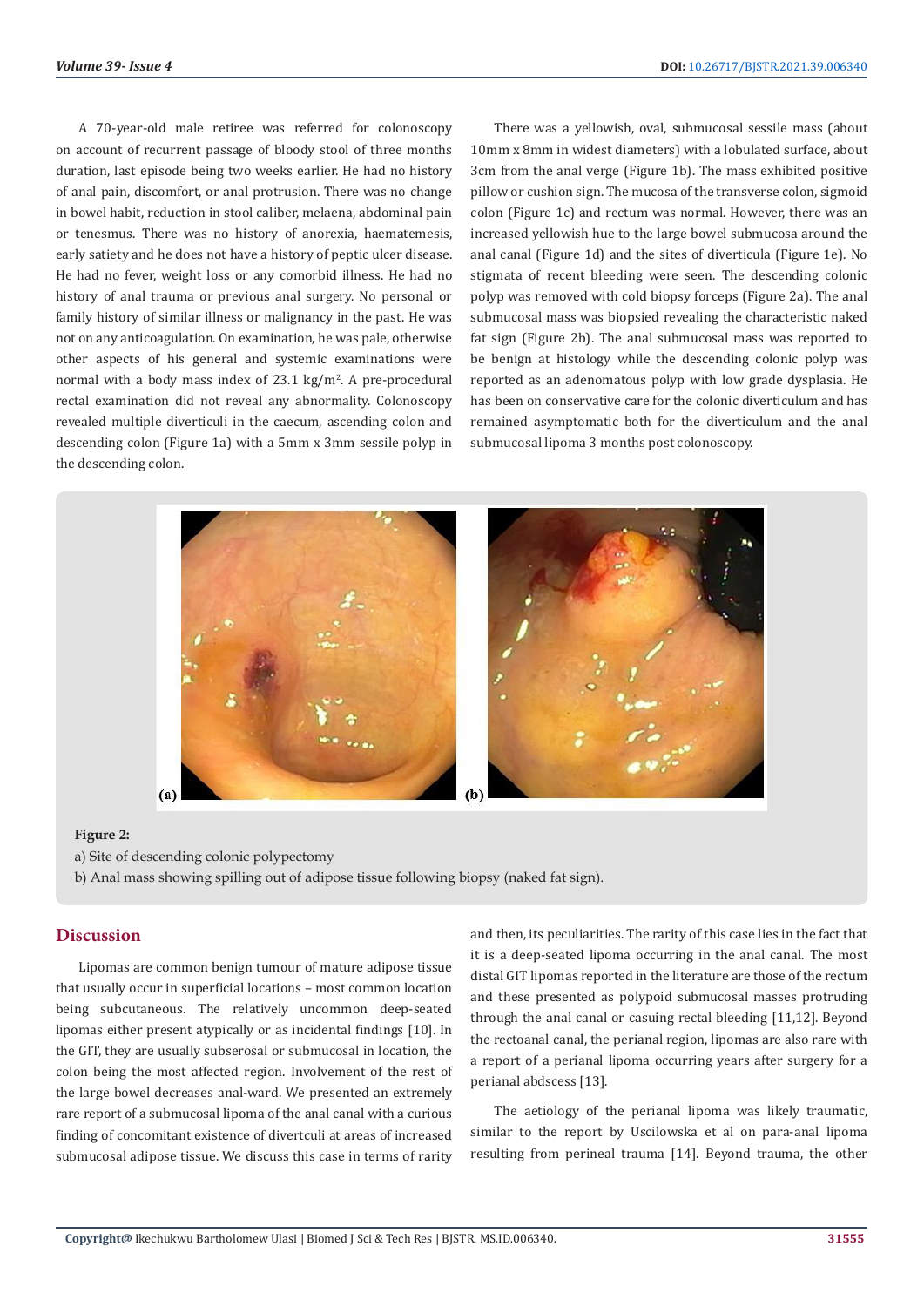A 70-year-old male retiree was referred for colonoscopy on account of recurrent passage of bloody stool of three months duration, last episode being two weeks earlier. He had no history of anal pain, discomfort, or anal protrusion. There was no change in bowel habit, reduction in stool caliber, melaena, abdominal pain or tenesmus. There was no history of anorexia, haematemesis, early satiety and he does not have a history of peptic ulcer disease. He had no fever, weight loss or any comorbid illness. He had no history of anal trauma or previous anal surgery. No personal or family history of similar illness or malignancy in the past. He was not on any anticoagulation. On examination, he was pale, otherwise other aspects of his general and systemic examinations were normal with a body mass index of 23.1 kg/m$^2$. A pre-procedural rectal examination did not reveal any abnormality. Colonoscopy revealed multiple diverticuli in the caecum, ascending colon and descending colon (Figure 1a) with a 5mm x 3mm sessile polyp in the descending colon.

There was a yellowish, oval, submucosal sessile mass (about 10mm x 8mm in widest diameters) with a lobulated surface, about 3cm from the anal verge (Figure 1b). The mass exhibited positive pillow or cushion sign. The mucosa of the transverse colon, sigmoid colon (Figure 1c) and rectum was normal. However, there was an increased yellowish hue to the large bowel submucosa around the anal canal (Figure 1d) and the sites of diverticula (Figure 1e). No stigmata of recent bleeding were seen. The descending colonic polyp was removed with cold biopsy forceps (Figure 2a). The anal submucosal mass was biopsied revealing the characteristic naked fat sign (Figure 2b). The anal submucosal mass was reported to be benign at histology while the descending colonic polyp was reported as an adenomatous polyp with low grade dysplasia. He has been on conservative care for the colonic diverticulum and has remained asymptomatic both for the diverticulum and the anal submucosal lipoma 3 months post colonoscopy.

**Figure 2:**

a) Site of descending colonic polypectomy

b) Anal mass showing spilling out of adipose tissue following biopsy (naked fat sign).

## Discussion

Lipomas are common benign tumour of mature adipose tissue that usually occur in superficial locations – most common location being subcutaneous. The relatively uncommon deep-seated lipomas either present atypically or as incidental findings [10]. In the GIT, they are usually subserosal or submucosal in location, the colon being the most affected region. Involvement of the rest of the large bowel decreases anal-ward. We presented an extremely rare report of a submucosal lipoma of the anal canal with a curious finding of concomitant existence of divertculi at areas of increased submucosal adipose tissue. We discuss this case in terms of rarity and then, its peculiarities. The rarity of this case lies in the fact that it is a deep-seated lipoma occurring in the anal canal. The most distal GIT lipomas reported in the literature are those of the rectum and these presented as polypoid submucosal masses protruding through the anal canal or casuing rectal bleeding [11,12]. Beyond the rectoanal canal, the perianal region, lipomas are also rare with a report of a perianal lipoma occurring years after surgery for a perianal abdscess [13].

The aetiology of the perianal lipoma was likely traumatic, similar to the report by Uscilowska et al on para-anal lipoma resulting from perineal trauma [14]. Beyond trauma, the other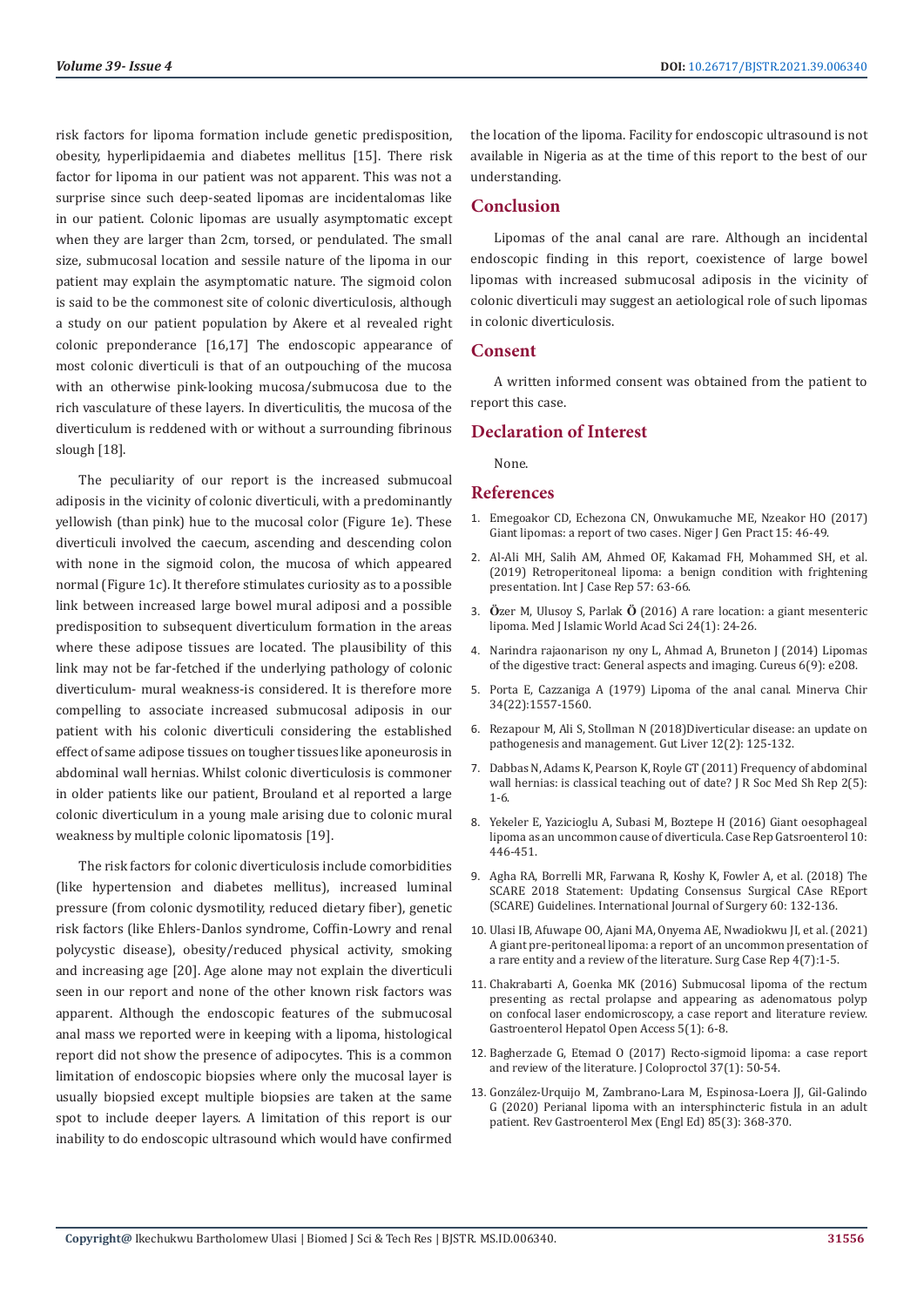risk factors for lipoma formation include genetic predisposition, obesity, hyperlipidaemia and diabetes mellitus [15]. There risk factor for lipoma in our patient was not apparent. This was not a surprise since such deep-seated lipomas are incidentalomas like in our patient. Colonic lipomas are usually asymptomatic except when they are larger than 2cm, torsed, or pendulated. The small size, submucosal location and sessile nature of the lipoma in our patient may explain the asymptomatic nature. The sigmoid colon is said to be the commonest site of colonic diverticulosis, although a study on our patient population by Akere et al revealed right colonic preponderance [16,17] The endoscopic appearance of most colonic diverticuli is that of an outpouching of the mucosa with an otherwise pink-looking mucosa/submucosa due to the rich vasculature of these layers. In diverticulitis, the mucosa of the diverticulum is reddened with or without a surrounding fibrinous slough [18].

The peculiarity of our report is the increased submucoal adiposis in the vicinity of colonic diverticuli, with a predominantly yellowish (than pink) hue to the mucosal color (Figure 1e). These diverticuli involved the caecum, ascending and descending colon with none in the sigmoid colon, the mucosa of which appeared normal (Figure 1c). It therefore stimulates curiosity as to a possible link between increased large bowel mural adiposi and a possible predisposition to subsequent diverticulum formation in the areas where these adipose tissues are located. The plausibility of this link may not be far-fetched if the underlying pathology of colonic diverticulum- mural weakness-is considered. It is therefore more compelling to associate increased submucosal adiposis in our patient with his colonic diverticuli considering the established effect of same adipose tissues on tougher tissues like aponeurosis in abdominal wall hernias. Whilst colonic diverticulosis is commoner in older patients like our patient, Brouland et al reported a large colonic diverticulum in a young male arising due to colonic mural weakness by multiple colonic lipomatosis [19].

The risk factors for colonic diverticulosis include comorbidities (like hypertension and diabetes mellitus), increased luminal pressure (from colonic dysmotility, reduced dietary fiber), genetic risk factors (like Ehlers-Danlos syndrome, Coffin-Lowry and renal polycystic disease), obesity/reduced physical activity, smoking and increasing age [20]. Age alone may not explain the diverticuli seen in our report and none of the other known risk factors was apparent. Although the endoscopic features of the submucosal anal mass we reported were in keeping with a lipoma, histological report did not show the presence of adipocytes. This is a common limitation of endoscopic biopsies where only the mucosal layer is usually biopsied except multiple biopsies are taken at the same spot to include deeper layers. A limitation of this report is our inability to do endoscopic ultrasound which would have confirmed the location of the lipoma. Facility for endoscopic ultrasound is not available in Nigeria as at the time of this report to the best of our understanding.

## Conclusion

Lipomas of the anal canal are rare. Although an incidental endoscopic finding in this report, coexistence of large bowel lipomas with increased submucosal adiposis in the vicinity of colonic diverticuli may suggest an aetiological role of such lipomas in colonic diverticulosis.

## Consent

A written informed consent was obtained from the patient to report this case.

## Declaration of Interest

None.

## References

1. Emegoakor CD, Echezona CN, Onwukamuche ME, Nzeakor HO (2017) Giant lipomas: a report of two cases. Niger J Gen Pract 15: 46-49.
2. Al-Ali MH, Salih AM, Ahmed OF, Kakamad FH, Mohammed SH, et al. (2019) Retroperitoneal lipoma: a benign condition with frightening presentation. Int J Case Rep 57: 63-66.
3. Özer M, Ulusoy S, Parlak Ö (2016) A rare location: a giant mesenteric lipoma. Med J Islamic World Acad Sci 24(1): 24-26.
4. Narindra rajaonarison ny ony L, Ahmad A, Bruneton J (2014) Lipomas of the digestive tract: General aspects and imaging. Cureus 6(9): e208.
5. Porta E, Cazzaniga A (1979) Lipoma of the anal canal. Minerva Chir 34(22):1557-1560.
6. Rezapour M, Ali S, Stollman N (2018)Diverticular disease: an update on pathogenesis and management. Gut Liver 12(2): 125-132.
7. Dabbas N, Adams K, Pearson K, Royle GT (2011) Frequency of abdominal wall hernias: is classical teaching out of date? J R Soc Med Sh Rep 2(5): 1-6.
8. Yekeler E, Yazicioglu A, Subasi M, Boztepe H (2016) Giant oesophageal lipoma as an uncommon cause of diverticula. Case Rep Gatsroenterol 10: 446-451.
9. Agha RA, Borrelli MR, Farwana R, Koshy K, Fowler A, et al. (2018) The SCARE 2018 Statement: Updating Consensus Surgical CAse REport (SCARE) Guidelines. International Journal of Surgery 60: 132-136.
10. Ulasi IB, Afuwape OO, Ajani MA, Onyema AE, Nwadiokwu JI, et al. (2021) A giant pre-peritoneal lipoma: a report of an uncommon presentation of a rare entity and a review of the literature. Surg Case Rep 4(7):1-5.
11. Chakrabarti A, Goenka MK (2016) Submucosal lipoma of the rectum presenting as rectal prolapse and appearing as adenomatous polyp on confocal laser endomicroscopy, a case report and literature review. Gastroenterol Hepatol Open Access 5(1): 6-8.
12. Bagherzade G, Etemad O (2017) Recto-sigmoid lipoma: a case report and review of the literature. J Coloproctol 37(1): 50-54.
13. González-Urquijo M, Zambrano-Lara M, Espinosa-Loera JJ, Gil-Galindo G (2020) Perianal lipoma with an intersphincteric fistula in an adult patient. Rev Gastroenterol Mex (Engl Ed) 85(3): 368-370.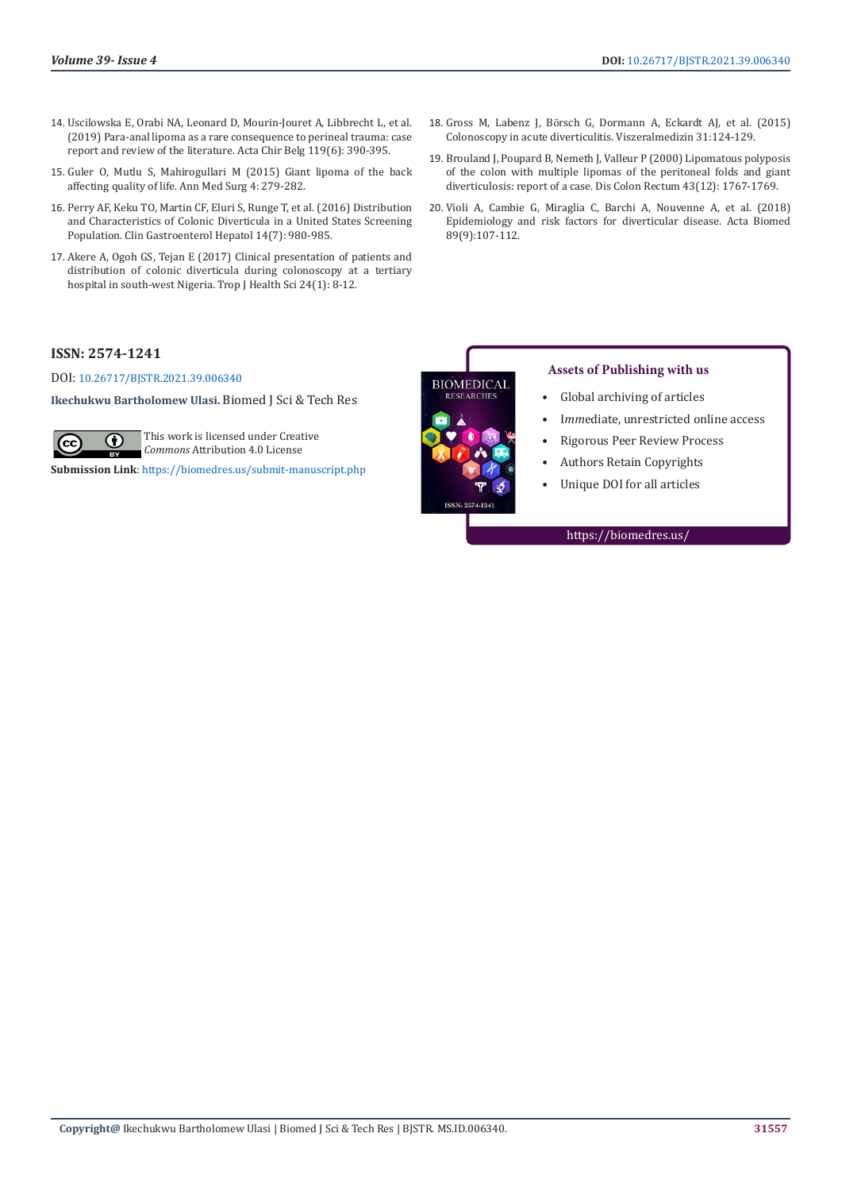14. Uscilowska E, Orabi NA, Leonard D, Mourin-Jouret A, Libbrecht L, et al. (2019) Para-anal lipoma as a rare consequence to perineal trauma: case report and review of the literature. Acta Chir Belg 119(6): 390-395.
15. Guler O, Mutlu S, Mahirogullari M (2015) Giant lipoma of the back affecting quality of life. Ann Med Surg 4: 279-282.
16. Perry AF, Keku TO, Martin CF, Eluri S, Runge T, et al. (2016) Distribution and Characteristics of Colonic Diverticula in a United States Screening Population. Clin Gastroenterol Hepatol 14(7): 980-985.
17. Akere A, Ogoh GS, Tejan E (2017) Clinical presentation of patients and distribution of colonic diverticula during colonoscopy at a tertiary hospital in south-west Nigeria. Trop J Health Sci 24(1): 8-12.
18. Gross M, Labenz J, Börsch G, Dormann A, Eckardt AJ, et al. (2015) Colonoscopy in acute diverticulitis. Viszeralmedizin 31:124-129.
19. Brouland J, Poupard B, Nemeth J, Valleur P (2000) Lipomatous polyposis of the colon with multiple lipomas of the peritoneal folds and giant diverticulosis: report of a case. Dis Colon Rectum 43(12): 1767-1769.
20. Violi A, Cambie G, Miraglia C, Barchi A, Nouvenne A, et al. (2018) Epidemiology and risk factors for diverticular disease. Acta Biomed 89(9):107-112.

**ISSN: 2574-1241**

DOI: 10.26717/BJSTR.2021.39.006340

**Ikechukwu Bartholomew Ulasi.** Biomed J Sci & Tech Res

This work is licensed under Creative *Commons* Attribution 4.0 License

**Submission Link**: https://biomedres.us/submit-manuscript.php

**Assets of Publishing with us**

- Global archiving of articles
- Immediate, unrestricted online access
- Rigorous Peer Review Process
- Authors Retain Copyrights
- Unique DOI for all articles

https://biomedres.us/